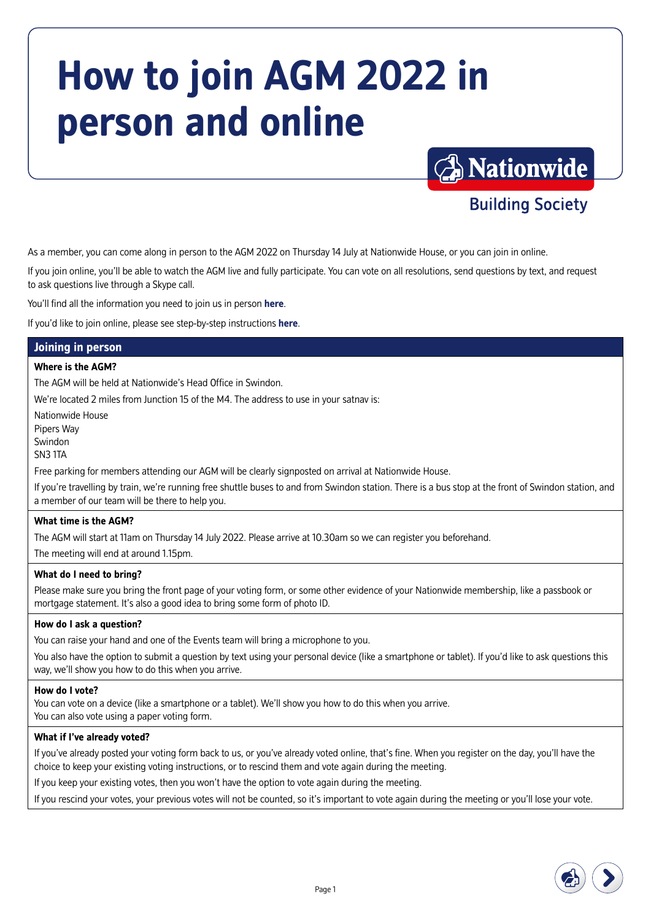# How to join AGM 2022 in person and online

Nationwide Building Society

As a member, you can come along in person to the AGM 2022 on Thursday 14 July at Nationwide House, or you can join in online.

If you join online, you'll be able to watch the AGM live and fully participate. You can vote on all resolutions, send questions by text, and request to ask questions live through a Skype call.

You'll find all the information you need to join us in person **here**.

If you'd like to join online, please see step-by-step instructions **here**.

## Joining in person

### Where is the AGM?

The AGM will be held at Nationwide's Head Office in Swindon.

We're located 2 miles from Junction 15 of the M4. The address to use in your satnav is:

Nationwide House
Pipers Way
Swindon
SN3 1TA

Free parking for members attending our AGM will be clearly signposted on arrival at Nationwide House.

If you're travelling by train, we're running free shuttle buses to and from Swindon station. There is a bus stop at the front of Swindon station, and a member of our team will be there to help you.

### What time is the AGM?

The AGM will start at 11am on Thursday 14 July 2022. Please arrive at 10.30am so we can register you beforehand.

The meeting will end at around 1.15pm.

### What do I need to bring?

Please make sure you bring the front page of your voting form, or some other evidence of your Nationwide membership, like a passbook or mortgage statement. It's also a good idea to bring some form of photo ID.

### How do I ask a question?

You can raise your hand and one of the Events team will bring a microphone to you.

You also have the option to submit a question by text using your personal device (like a smartphone or tablet). If you'd like to ask questions this way, we'll show you how to do this when you arrive.

### How do I vote?

You can vote on a device (like a smartphone or a tablet). We'll show you how to do this when you arrive.
You can also vote using a paper voting form.

### What if I've already voted?

If you've already posted your voting form back to us, or you've already voted online, that's fine. When you register on the day, you'll have the choice to keep your existing voting instructions, or to rescind them and vote again during the meeting.

If you keep your existing votes, then you won't have the option to vote again during the meeting.

If you rescind your votes, your previous votes will not be counted, so it's important to vote again during the meeting or you'll lose your vote.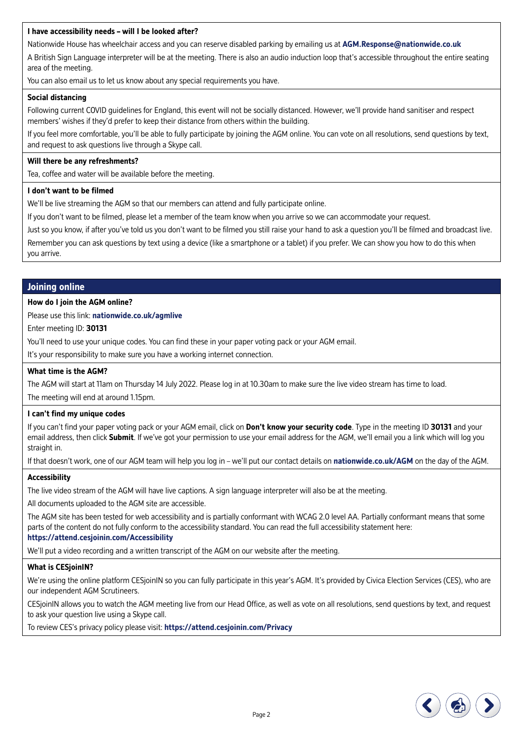### I have accessibility needs – will I be looked after?

Nationwide House has wheelchair access and you can reserve disabled parking by emailing us at **AGM.Response@nationwide.co.uk**

A British Sign Language interpreter will be at the meeting. There is also an audio induction loop that's accessible throughout the entire seating area of the meeting.

You can also email us to let us know about any special requirements you have.

### Social distancing

Following current COVID guidelines for England, this event will not be socially distanced. However, we'll provide hand sanitiser and respect members' wishes if they'd prefer to keep their distance from others within the building.

If you feel more comfortable, you'll be able to fully participate by joining the AGM online. You can vote on all resolutions, send questions by text, and request to ask questions live through a Skype call.

### Will there be any refreshments?

Tea, coffee and water will be available before the meeting.

### I don't want to be filmed

We'll be live streaming the AGM so that our members can attend and fully participate online.

If you don't want to be filmed, please let a member of the team know when you arrive so we can accommodate your request.

Just so you know, if after you've told us you don't want to be filmed you still raise your hand to ask a question you'll be filmed and broadcast live.

Remember you can ask questions by text using a device (like a smartphone or a tablet) if you prefer. We can show you how to do this when you arrive.

## Joining online

### How do I join the AGM online?

Please use this link: **nationwide.co.uk/agmlive**

Enter meeting ID: **30131**

You'll need to use your unique codes. You can find these in your paper voting pack or your AGM email.

It's your responsibility to make sure you have a working internet connection.

### What time is the AGM?

The AGM will start at 11am on Thursday 14 July 2022. Please log in at 10.30am to make sure the live video stream has time to load.

The meeting will end at around 1.15pm.

### I can't find my unique codes

If you can't find your paper voting pack or your AGM email, click on **Don't know your security code**. Type in the meeting ID **30131** and your email address, then click **Submit**. If we've got your permission to use your email address for the AGM, we'll email you a link which will log you straight in.

If that doesn't work, one of our AGM team will help you log in – we'll put our contact details on **nationwide.co.uk/AGM** on the day of the AGM.

### Accessibility

The live video stream of the AGM will have live captions. A sign language interpreter will also be at the meeting.

All documents uploaded to the AGM site are accessible.

The AGM site has been tested for web accessibility and is partially conformant with WCAG 2.0 level AA. Partially conformant means that some parts of the content do not fully conform to the accessibility standard. You can read the full accessibility statement here: **https://attend.cesjoinin.com/Accessibility**

We'll put a video recording and a written transcript of the AGM on our website after the meeting.

### What is CESjoinIN?

We're using the online platform CESjoinIN so you can fully participate in this year's AGM. It's provided by Civica Election Services (CES), who are our independent AGM Scrutineers.

CESjoinIN allows you to watch the AGM meeting live from our Head Office, as well as vote on all resolutions, send questions by text, and request to ask your question live using a Skype call.

To review CES's privacy policy please visit: **https://attend.cesjoinin.com/Privacy**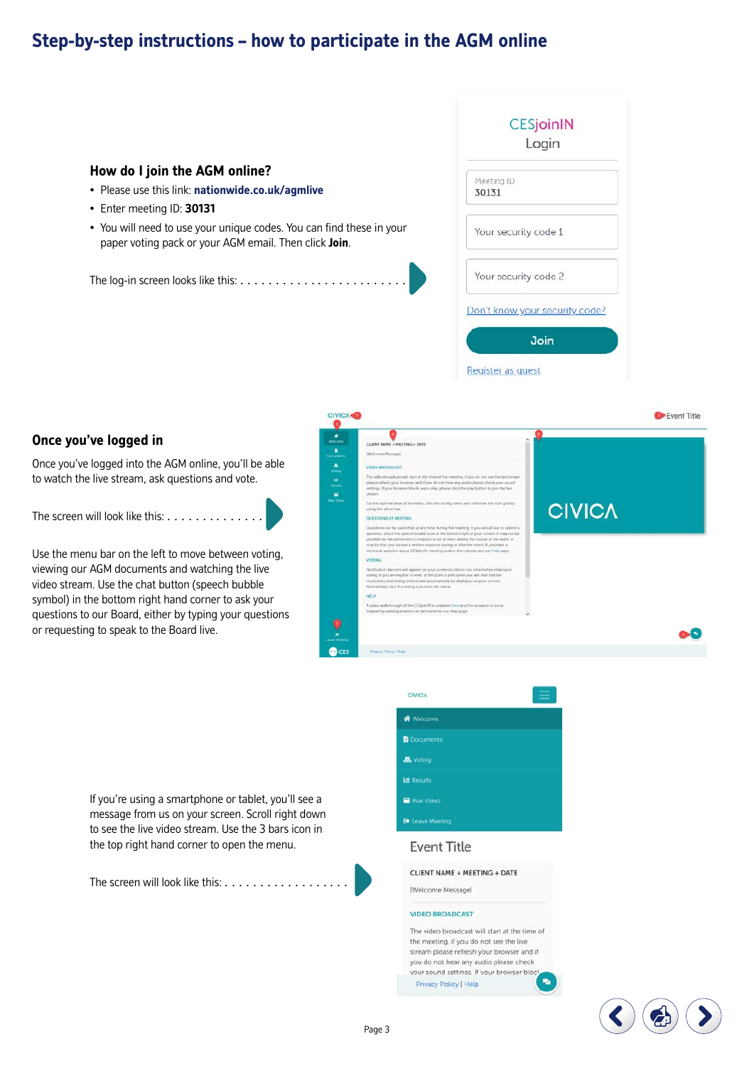# Step-by-step instructions – how to participate in the AGM online

## How do I join the AGM online?

- Please use this link: **nationwide.co.uk/agmlive**
- Enter meeting ID: **30131**
- You will need to use your unique codes. You can find these in your paper voting pack or your AGM email. Then click **Join**.

The log-in screen looks like this:

CESjoinIN
Login

Meeting ID
30131

Your security code 1

Your security code 2

Don't know your security code?

Join

Register as guest

## Once you've logged in

Once you've logged into the AGM online, you'll be able to watch the live stream, ask questions and vote.

The screen will look like this:

Use the menu bar on the left to move between voting, viewing our AGM documents and watching the live video stream. Use the chat button (speech bubble symbol) in the bottom right hand corner to ask your questions to our Board, either by typing your questions or requesting to speak to the Board live.

If you're using a smartphone or tablet, you'll see a message from us on your screen. Scroll right down to see the live video stream. Use the 3 bars icon in the top right hand corner to open the menu.

The screen will look like this: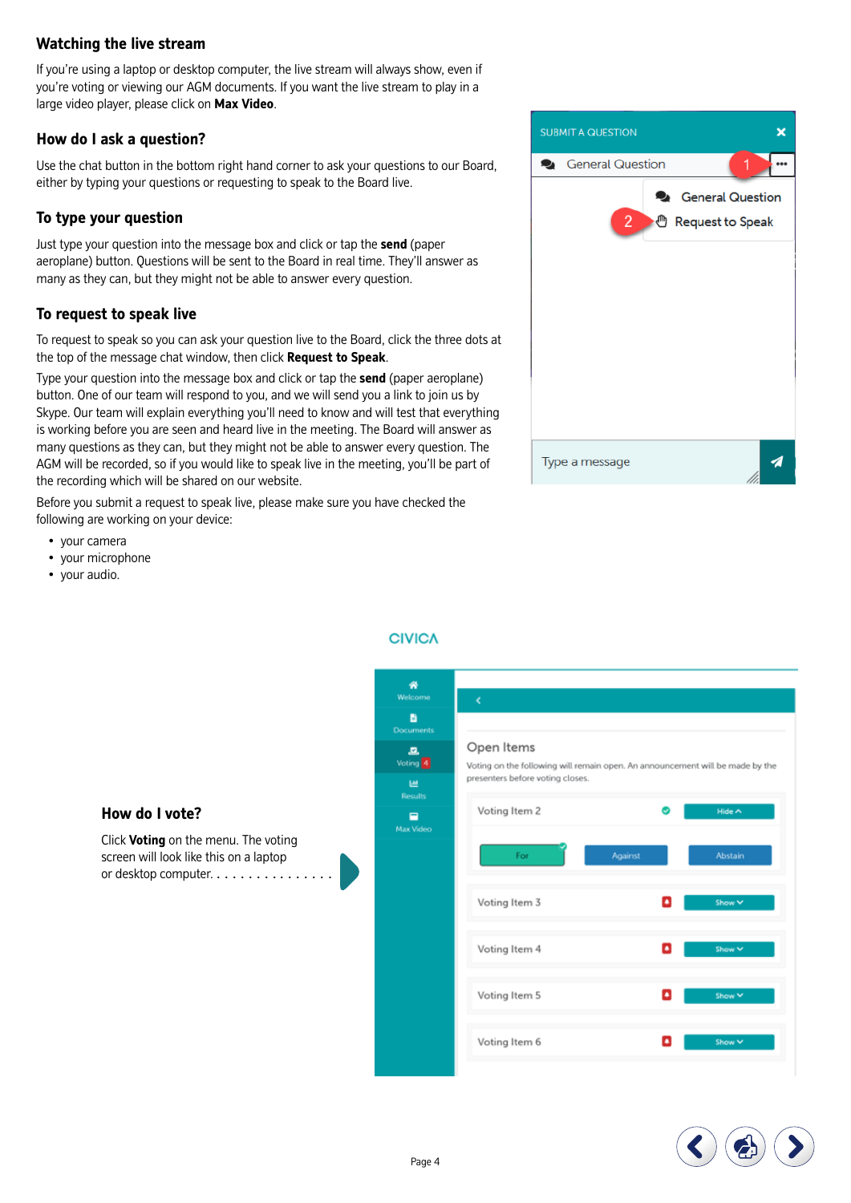## Watching the live stream

If you're using a laptop or desktop computer, the live stream will always show, even if you're voting or viewing our AGM documents. If you want the live stream to play in a large video player, please click on **Max Video**.

## How do I ask a question?

Use the chat button in the bottom right hand corner to ask your questions to our Board, either by typing your questions or requesting to speak to the Board live.

## To type your question

Just type your question into the message box and click or tap the **send** (paper aeroplane) button. Questions will be sent to the Board in real time. They'll answer as many as they can, but they might not be able to answer every question.

## To request to speak live

To request to speak so you can ask your question live to the Board, click the three dots at the top of the message chat window, then click **Request to Speak**.

Type your question into the message box and click or tap the **send** (paper aeroplane) button. One of our team will respond to you, and we will send you a link to join us by Skype. Our team will explain everything you'll need to know and will test that everything is working before you are seen and heard live in the meeting. The Board will answer as many questions as they can, but they might not be able to answer every question. The AGM will be recorded, so if you would like to speak live in the meeting, you'll be part of the recording which will be shared on our website.

Before you submit a request to speak live, please make sure you have checked the following are working on your device:

- your camera
- your microphone
- your audio.

## How do I vote?

Click **Voting** on the menu. The voting screen will look like this on a laptop or desktop computer.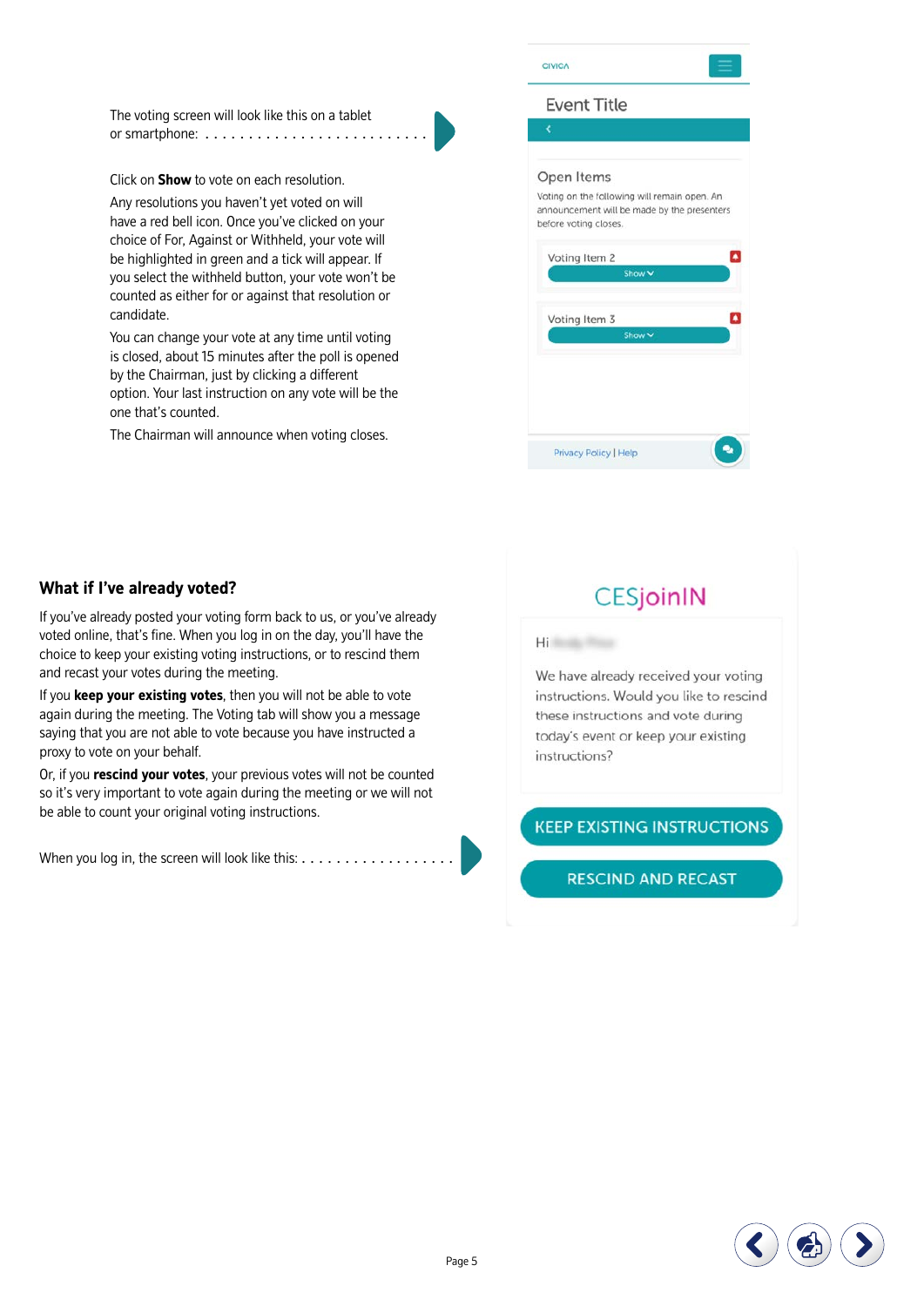The voting screen will look like this on a tablet or smartphone:

Click on **Show** to vote on each resolution.

Any resolutions you haven't yet voted on will have a red bell icon. Once you've clicked on your choice of For, Against or Withheld, your vote will be highlighted in green and a tick will appear. If you select the withheld button, your vote won't be counted as either for or against that resolution or candidate.

You can change your vote at any time until voting is closed, about 15 minutes after the poll is opened by the Chairman, just by clicking a different option. Your last instruction on any vote will be the one that's counted.

The Chairman will announce when voting closes.

CIVICA

Event Title

Open Items

Voting on the following will remain open. An announcement will be made by the presenters before voting closes.

Voting Item 2

Show

Voting Item 3

Show

Privacy Policy | Help

## What if I've already voted?

If you've already posted your voting form back to us, or you've already voted online, that's fine. When you log in on the day, you'll have the choice to keep your existing voting instructions, or to rescind them and recast your votes during the meeting.

If you **keep your existing votes**, then you will not be able to vote again during the meeting. The Voting tab will show you a message saying that you are not able to vote because you have instructed a proxy to vote on your behalf.

Or, if you **rescind your votes**, your previous votes will not be counted so it's very important to vote again during the meeting or we will not be able to count your original voting instructions.

When you log in, the screen will look like this:

CESjoinIN

Hi

We have already received your voting instructions. Would you like to rescind these instructions and vote during today's event or keep your existing instructions?

KEEP EXISTING INSTRUCTIONS

RESCIND AND RECAST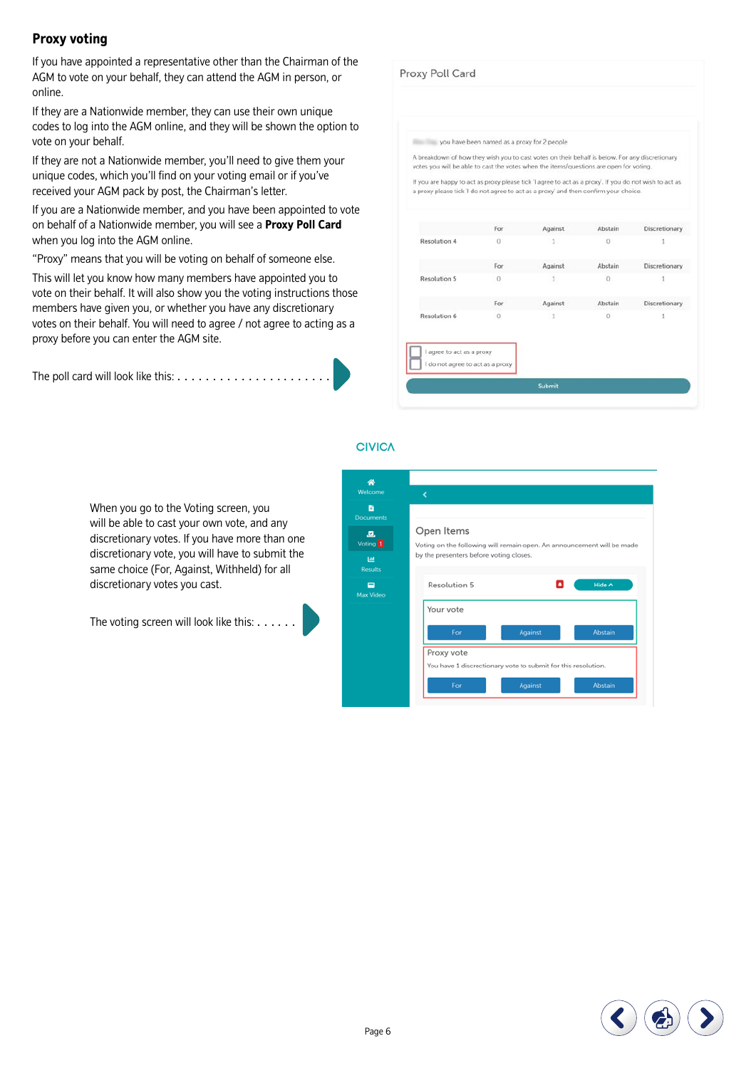## Proxy voting

If you have appointed a representative other than the Chairman of the AGM to vote on your behalf, they can attend the AGM in person, or online.

If they are a Nationwide member, they can use their own unique codes to log into the AGM online, and they will be shown the option to vote on your behalf.

If they are not a Nationwide member, you'll need to give them your unique codes, which you'll find on your voting email or if you've received your AGM pack by post, the Chairman's letter.

If you are a Nationwide member, and you have been appointed to vote on behalf of a Nationwide member, you will see a **Proxy Poll Card** when you log into the AGM online.

"Proxy" means that you will be voting on behalf of someone else.

This will let you know how many members have appointed you to vote on their behalf. It will also show you the voting instructions those members have given you, or whether you have any discretionary votes on their behalf. You will need to agree / not agree to acting as a proxy before you can enter the AGM site.

The poll card will look like this: . . . . . . . . . . . . . . . . . . . . . . . .

Proxy Poll Card

you have been named as a proxy for 2 people

A breakdown of how they wish you to cast votes on their behalf is below. For any discretionary votes you will be able to cast the votes when the items/questions are open for voting.

If you are happy to act as proxy please tick 'I agree to act as a proxy'. If you do not wish to act as a proxy please tick 'I do not agree to act as a proxy' and then confirm your choice.

| | For | Against | Abstain | Discretionary |
|---|---|---|---|---|
| Resolution 4 | 0 | 1 | 0 | 1 |
| Resolution 5 | 0 | 1 | 0 | 1 |
| Resolution 6 | 0 | 1 | 0 | 1 |

I agree to act as a proxy

I do not agree to act as a proxy

Submit

When you go to the Voting screen, you will be able to cast your own vote, and any discretionary votes. If you have more than one discretionary vote, you will have to submit the same choice (For, Against, Withheld) for all discretionary votes you cast.

The voting screen will look like this: . . . . . .

CIVICA

Welcome | Documents | Voting 1 | Results | Max Video

Open Items

Voting on the following will remain open. An announcement will be made by the presenters before voting closes.

Resolution 5 — Hide

Your vote

For | Against | Abstain

Proxy vote

You have 1 discretionary vote to submit for this resolution.

For | Against | Abstain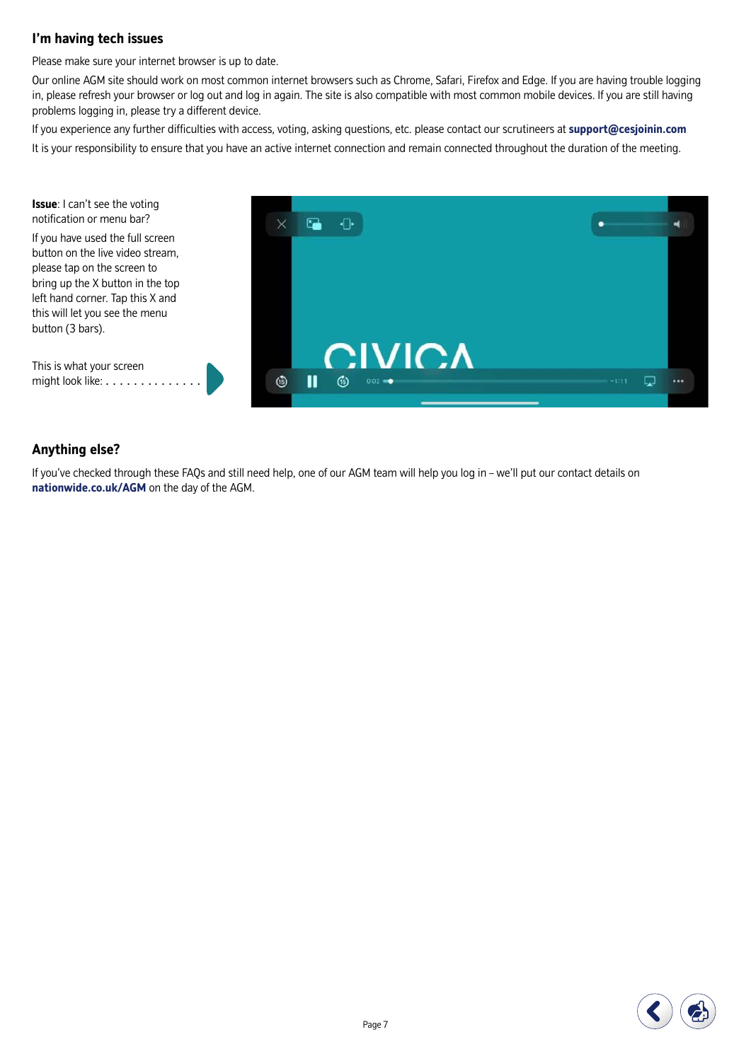## I'm having tech issues

Please make sure your internet browser is up to date.

Our online AGM site should work on most common internet browsers such as Chrome, Safari, Firefox and Edge. If you are having trouble logging in, please refresh your browser or log out and log in again. The site is also compatible with most common mobile devices. If you are still having problems logging in, please try a different device.

If you experience any further difficulties with access, voting, asking questions, etc. please contact our scrutineers at **support@cesjoinin.com**

It is your responsibility to ensure that you have an active internet connection and remain connected throughout the duration of the meeting.

**Issue**: I can't see the voting notification or menu bar?

If you have used the full screen button on the live video stream, please tap on the screen to bring up the X button in the top left hand corner. Tap this X and this will let you see the menu button (3 bars).

This is what your screen might look like: . . . . . . . . . . . . . .

## Anything else?

If you've checked through these FAQs and still need help, one of our AGM team will help you log in – we'll put our contact details on **nationwide.co.uk/AGM** on the day of the AGM.